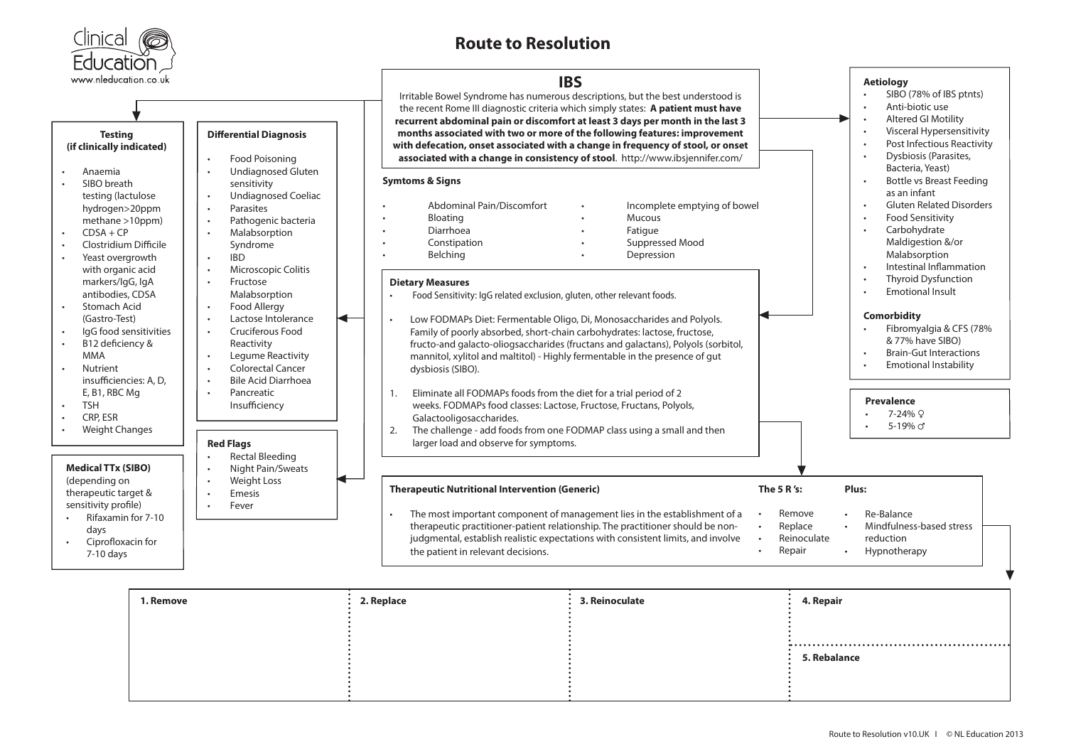# Route to Resolution

Clinical Education
www.nleducation.co.uk

## IBS

Irritable Bowel Syndrome has numerous descriptions, but the best understood is the recent Rome III diagnostic criteria which simply states: **A patient must have recurrent abdominal pain or discomfort at least 3 days per month in the last 3 months associated with two or more of the following features: improvement with defecation, onset associated with a change in frequency of stool, or onset associated with a change in consistency of stool**. http://www.ibsjennifer.com/

### Symtoms & Signs

- Abdominal Pain/Discomfort
- Bloating
- Diarrhoea
- Constipation
- Belching
- Incomplete emptying of bowel
- Mucous
- Fatigue
- Suppressed Mood
- Depression

### Aetiology

- SIBO (78% of IBS ptnts)
- Anti-biotic use
- Altered GI Motility
- Visceral Hypersensitivity
- Post Infectious Reactivity
- Dysbiosis (Parasites, Bacteria, Yeast)
- Bottle vs Breast Feeding as an infant
- Gluten Related Disorders
- Food Sensitivity
- Carbohydrate Maldigestion &/or Malabsorption
- Intestinal Inflammation
- Thyroid Dysfunction
- Emotional Insult

### Comorbidity

- Fibromyalgia & CFS (78% & 77% have SIBO)
- Brain-Gut Interactions
- Emotional Instability

### Prevalence

- 7-24% ♀
- 5-19% ♂

### Testing (if clinically indicated)

- Anaemia
- SIBO breath testing (lactulose hydrogen>20ppm methane >10ppm)
- CDSA + CP
- Clostridium Difficile
- Yeast overgrowth with organic acid markers/IgG, IgA antibodies, CDSA
- Stomach Acid (Gastro-Test)
- IgG food sensitivities
- B12 deficiency & MMA
- Nutrient insufficiencies: A, D, E, B1, RBC Mg
- TSH
- CRP, ESR
- Weight Changes

### Medical TTx (SIBO)

(depending on therapeutic target & sensitivity profile)

- Rifaxamin for 7-10 days
- Ciprofloxacin for 7-10 days

### Differential Diagnosis

- Food Poisoning
- Undiagnosed Gluten sensitivity
- Undiagnosed Coeliac
- Parasites
- Pathogenic bacteria
- Malabsorption Syndrome
- IBD
- Microscopic Colitis
- Fructose Malabsorption
- Food Allergy
- Lactose Intolerance
- Cruciferous Food Reactivity
- Legume Reactivity
- Colorectal Cancer
- Bile Acid Diarrhoea
- Pancreatic Insufficiency

### Red Flags

- Rectal Bleeding
- Night Pain/Sweats
- Weight Loss
- Emesis
- Fever

### Dietary Measures

- Food Sensitivity: IgG related exclusion, gluten, other relevant foods.
- Low FODMAPs Diet: Fermentable Oligo, Di, Monosaccharides and Polyols. Family of poorly absorbed, short-chain carbohydrates: lactose, fructose, fructo-and galacto-oliogsaccharides (fructans and galactans), Polyols (sorbitol, mannitol, xylitol and maltitol) - Highly fermentable in the presence of gut dysbiosis (SIBO).

1. Eliminate all FODMAPs foods from the diet for a trial period of 2 weeks. FODMAPs food classes: Lactose, Fructose, Fructans, Polyols, Galactooligosaccharides.
2. The challenge - add foods from one FODMAP class using a small and then larger load and observe for symptoms.

### Therapeutic Nutritional Intervention (Generic)

- The most important component of management lies in the establishment of a therapeutic practitioner-patient relationship. The practitioner should be non-judgmental, establish realistic expectations with consistent limits, and involve the patient in relevant decisions.

**The 5 R 's:**

- Remove
- Replace
- Reinoculate
- Repair

**Plus:**

- Re-Balance
- Mindfulness-based stress reduction
- Hypnotherapy

| 1. Remove | 2. Replace | 3. Reinoculate | 4. Repair / 5. Rebalance |
|---|---|---|---|
| | | | |

Route to Resolution v10.UK | © NL Education 2013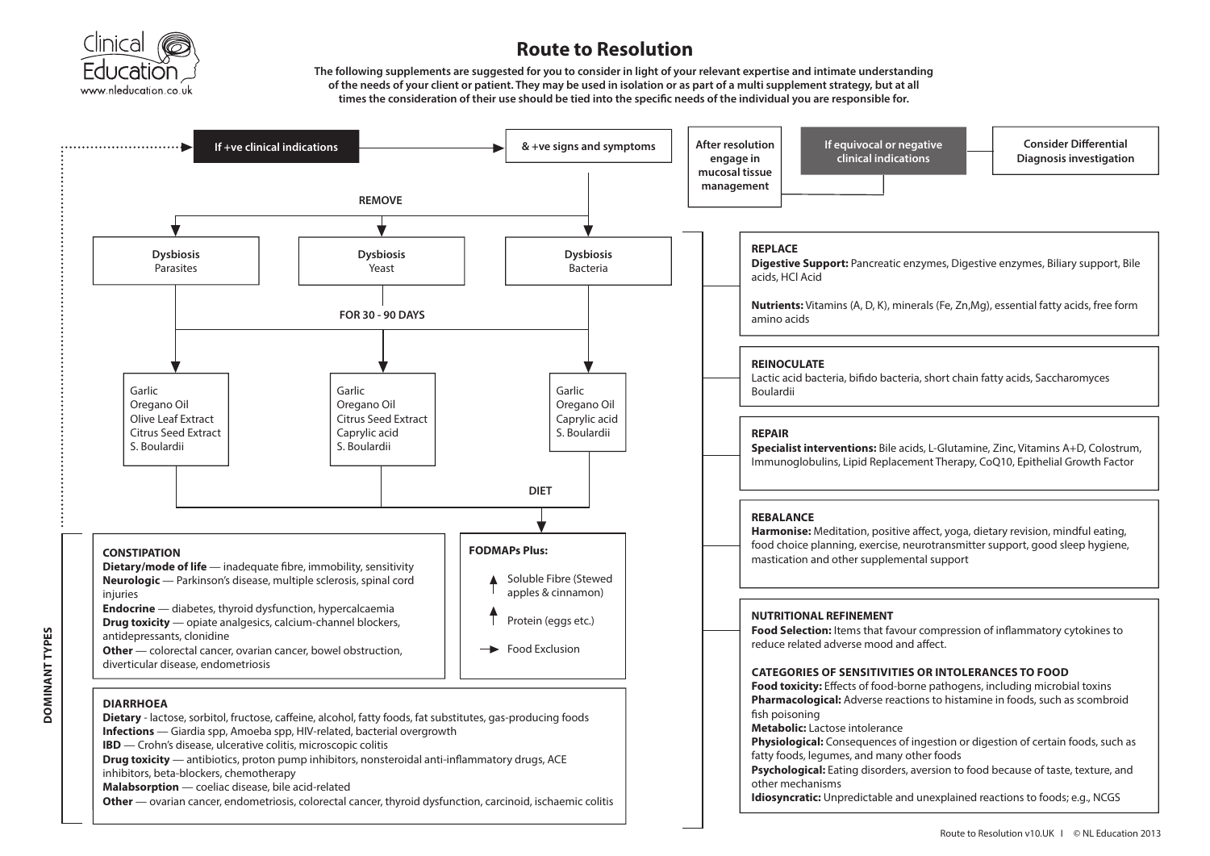# Route to Resolution

**The following supplements are suggested for you to consider in light of your relevant expertise and intimate understanding of the needs of your client or patient. They may be used in isolation or as part of a multi supplement strategy, but at all times the consideration of their use should be tied into the specific needs of the individual you are responsible for.**

**If +ve clinical indications** → **& +ve signs and symptoms**

**After resolution engage in mucosal tissue management**

**If equivocal or negative clinical indications** — **Consider Differential Diagnosis investigation**

## REMOVE

**Dysbiosis** Parasites

**Dysbiosis** Yeast

**Dysbiosis** Bacteria

**FOR 30 - 90 DAYS**

| Parasites | Yeast | Bacteria |
|---|---|---|
| Garlic | Garlic | Garlic |
| Oregano Oil | Oregano Oil | Oregano Oil |
| Olive Leaf Extract | Citrus Seed Extract | Caprylic acid |
| Citrus Seed Extract | Caprylic acid | S. Boulardii |
| S. Boulardii | S. Boulardii | |

**DIET**

**FODMAPs Plus:**

- ↑ Soluble Fibre (Stewed apples & cinnamon)
- ↑ Protein (eggs etc.)
- → Food Exclusion

## DOMINANT TYPES

**CONSTIPATION**

**Dietary/mode of life** — inadequate fibre, immobility, sensitivity
**Neurologic** — Parkinson's disease, multiple sclerosis, spinal cord injuries
**Endocrine** — diabetes, thyroid dysfunction, hypercalcaemia
**Drug toxicity** — opiate analgesics, calcium-channel blockers, antidepressants, clonidine
**Other** — colorectal cancer, ovarian cancer, bowel obstruction, diverticular disease, endometriosis

**DIARRHOEA**

**Dietary** - lactose, sorbitol, fructose, caffeine, alcohol, fatty foods, fat substitutes, gas-producing foods
**Infections** — Giardia spp, Amoeba spp, HIV-related, bacterial overgrowth
**IBD** — Crohn's disease, ulcerative colitis, microscopic colitis
**Drug toxicity** — antibiotics, proton pump inhibitors, nonsteroidal anti-inflammatory drugs, ACE inhibitors, beta-blockers, chemotherapy
**Malabsorption** — coeliac disease, bile acid-related
**Other** — ovarian cancer, endometriosis, colorectal cancer, thyroid dysfunction, carcinoid, ischaemic colitis

## REPLACE

**Digestive Support:** Pancreatic enzymes, Digestive enzymes, Biliary support, Bile acids, HCl Acid

**Nutrients:** Vitamins (A, D, K), minerals (Fe, Zn,Mg), essential fatty acids, free form amino acids

## REINOCULATE

Lactic acid bacteria, bifido bacteria, short chain fatty acids, Saccharomyces Boulardii

## REPAIR

**Specialist interventions:** Bile acids, L-Glutamine, Zinc, Vitamins A+D, Colostrum, Immunoglobulins, Lipid Replacement Therapy, CoQ10, Epithelial Growth Factor

## REBALANCE

**Harmonise:** Meditation, positive affect, yoga, dietary revision, mindful eating, food choice planning, exercise, neurotransmitter support, good sleep hygiene, mastication and other supplemental support

## NUTRITIONAL REFINEMENT

**Food Selection:** Items that favour compression of inflammatory cytokines to reduce related adverse mood and affect.

**CATEGORIES OF SENSITIVITIES OR INTOLERANCES TO FOOD**

**Food toxicity:** Effects of food-borne pathogens, including microbial toxins
**Pharmacological:** Adverse reactions to histamine in foods, such as scombroid fish poisoning
**Metabolic:** Lactose intolerance
**Physiological:** Consequences of ingestion or digestion of certain foods, such as fatty foods, legumes, and many other foods
**Psychological:** Eating disorders, aversion to food because of taste, texture, and other mechanisms
**Idiosyncratic:** Unpredictable and unexplained reactions to foods; e.g., NCGS

Route to Resolution v10.UK | © NL Education 2013